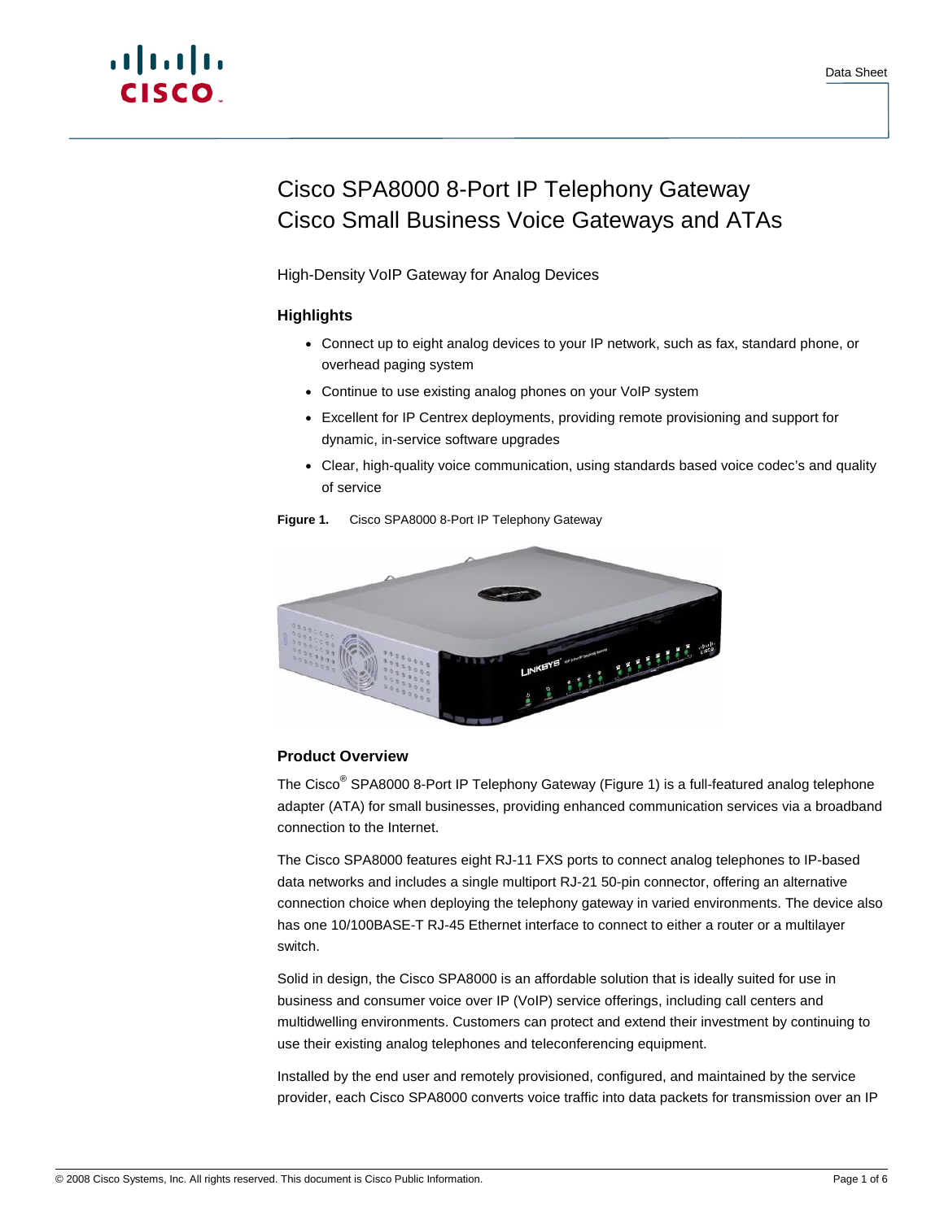Data Sheet

# Cisco SPA8000 8-Port IP Telephony Gateway
# Cisco Small Business Voice Gateways and ATAs

High-Density VoIP Gateway for Analog Devices

### Highlights

- Connect up to eight analog devices to your IP network, such as fax, standard phone, or overhead paging system
- Continue to use existing analog phones on your VoIP system
- Excellent for IP Centrex deployments, providing remote provisioning and support for dynamic, in-service software upgrades
- Clear, high-quality voice communication, using standards based voice codec's and quality of service

**Figure 1.** Cisco SPA8000 8-Port IP Telephony Gateway

### Product Overview

The Cisco® SPA8000 8-Port IP Telephony Gateway (Figure 1) is a full-featured analog telephone adapter (ATA) for small businesses, providing enhanced communication services via a broadband connection to the Internet.

The Cisco SPA8000 features eight RJ-11 FXS ports to connect analog telephones to IP-based data networks and includes a single multiport RJ-21 50-pin connector, offering an alternative connection choice when deploying the telephony gateway in varied environments. The device also has one 10/100BASE-T RJ-45 Ethernet interface to connect to either a router or a multilayer switch.

Solid in design, the Cisco SPA8000 is an affordable solution that is ideally suited for use in business and consumer voice over IP (VoIP) service offerings, including call centers and multidwelling environments. Customers can protect and extend their investment by continuing to use their existing analog telephones and teleconferencing equipment.

Installed by the end user and remotely provisioned, configured, and maintained by the service provider, each Cisco SPA8000 converts voice traffic into data packets for transmission over an IP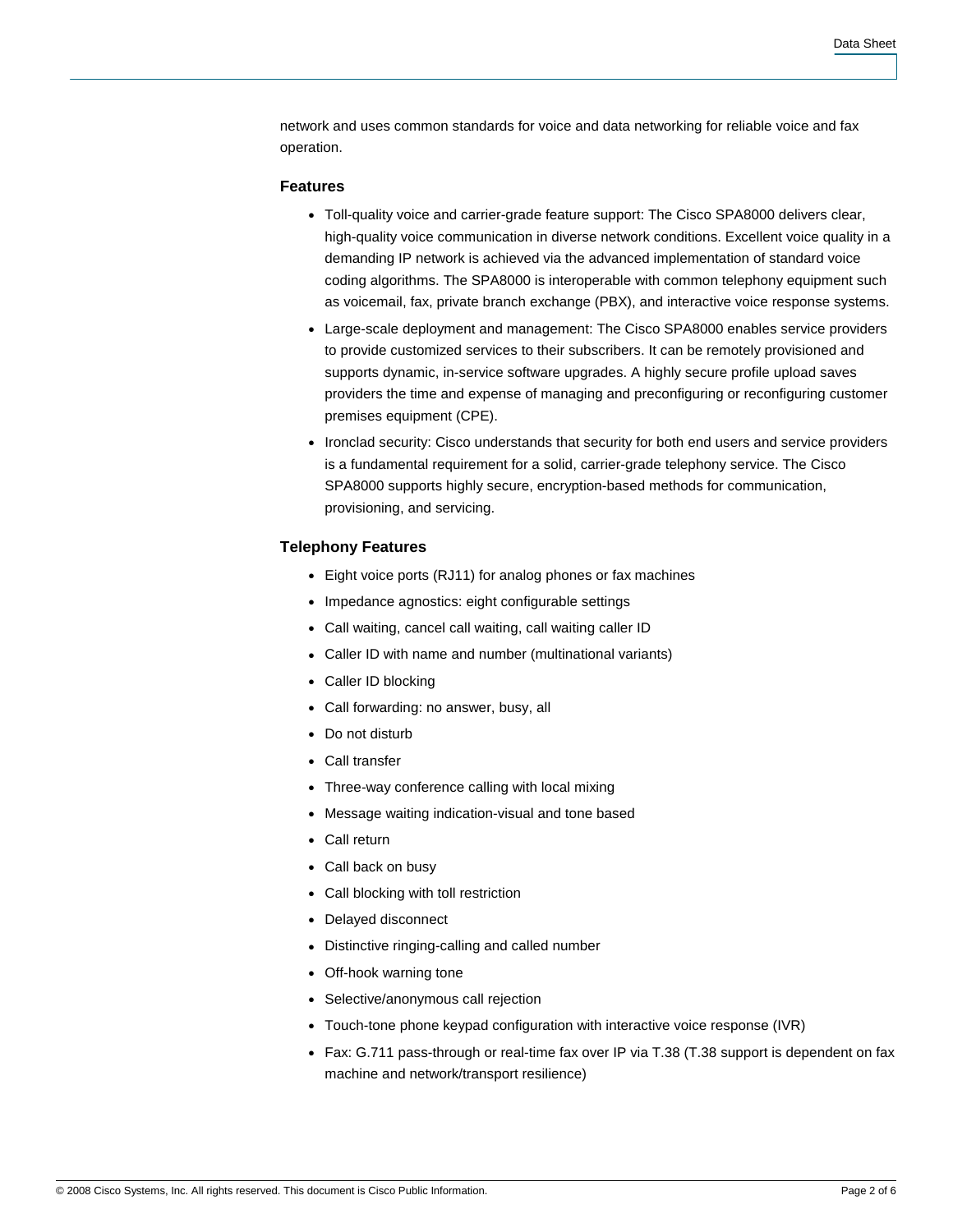network and uses common standards for voice and data networking for reliable voice and fax operation.

### Features

- Toll-quality voice and carrier-grade feature support: The Cisco SPA8000 delivers clear, high-quality voice communication in diverse network conditions. Excellent voice quality in a demanding IP network is achieved via the advanced implementation of standard voice coding algorithms. The SPA8000 is interoperable with common telephony equipment such as voicemail, fax, private branch exchange (PBX), and interactive voice response systems.
- Large-scale deployment and management: The Cisco SPA8000 enables service providers to provide customized services to their subscribers. It can be remotely provisioned and supports dynamic, in-service software upgrades. A highly secure profile upload saves providers the time and expense of managing and preconfiguring or reconfiguring customer premises equipment (CPE).
- Ironclad security: Cisco understands that security for both end users and service providers is a fundamental requirement for a solid, carrier-grade telephony service. The Cisco SPA8000 supports highly secure, encryption-based methods for communication, provisioning, and servicing.

### Telephony Features

- Eight voice ports (RJ11) for analog phones or fax machines
- Impedance agnostics: eight configurable settings
- Call waiting, cancel call waiting, call waiting caller ID
- Caller ID with name and number (multinational variants)
- Caller ID blocking
- Call forwarding: no answer, busy, all
- Do not disturb
- Call transfer
- Three-way conference calling with local mixing
- Message waiting indication-visual and tone based
- Call return
- Call back on busy
- Call blocking with toll restriction
- Delayed disconnect
- Distinctive ringing-calling and called number
- Off-hook warning tone
- Selective/anonymous call rejection
- Touch-tone phone keypad configuration with interactive voice response (IVR)
- Fax: G.711 pass-through or real-time fax over IP via T.38 (T.38 support is dependent on fax machine and network/transport resilience)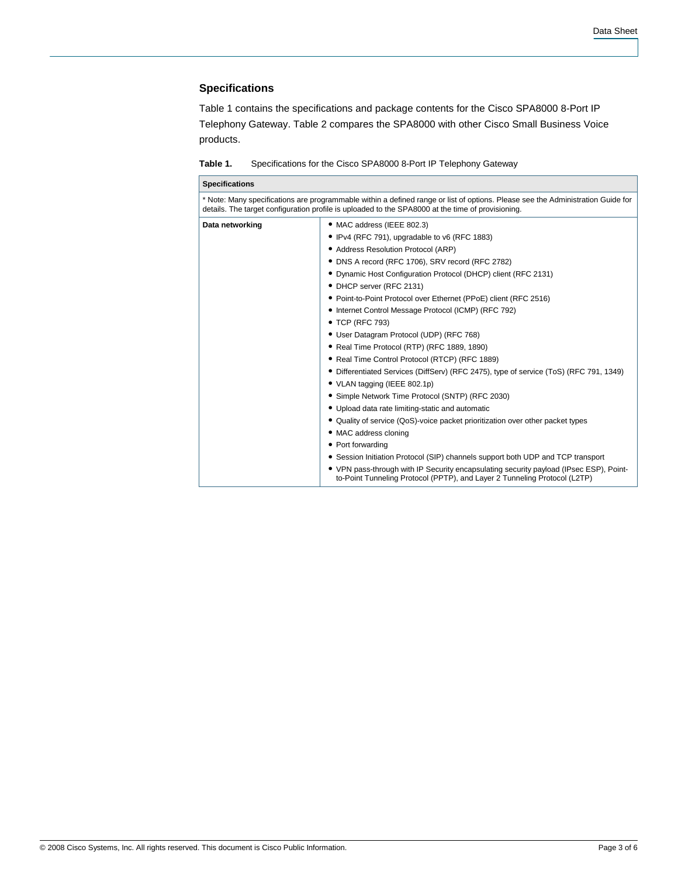## Specifications

Table 1 contains the specifications and package contents for the Cisco SPA8000 8-Port IP Telephony Gateway. Table 2 compares the SPA8000 with other Cisco Small Business Voice products.

**Table 1.** Specifications for the Cisco SPA8000 8-Port IP Telephony Gateway

| **Specifications** | |
|---|---|
| * Note: Many specifications are programmable within a defined range or list of options. Please see the Administration Guide for details. The target configuration profile is uploaded to the SPA8000 at the time of provisioning. | |
| **Data networking** | • MAC address (IEEE 802.3)<br>• IPv4 (RFC 791), upgradable to v6 (RFC 1883)<br>• Address Resolution Protocol (ARP)<br>• DNS A record (RFC 1706), SRV record (RFC 2782)<br>• Dynamic Host Configuration Protocol (DHCP) client (RFC 2131)<br>• DHCP server (RFC 2131)<br>• Point-to-Point Protocol over Ethernet (PPoE) client (RFC 2516)<br>• Internet Control Message Protocol (ICMP) (RFC 792)<br>• TCP (RFC 793)<br>• User Datagram Protocol (UDP) (RFC 768)<br>• Real Time Protocol (RTP) (RFC 1889, 1890)<br>• Real Time Control Protocol (RTCP) (RFC 1889)<br>• Differentiated Services (DiffServ) (RFC 2475), type of service (ToS) (RFC 791, 1349)<br>• VLAN tagging (IEEE 802.1p)<br>• Simple Network Time Protocol (SNTP) (RFC 2030)<br>• Upload data rate limiting-static and automatic<br>• Quality of service (QoS)-voice packet prioritization over other packet types<br>• MAC address cloning<br>• Port forwarding<br>• Session Initiation Protocol (SIP) channels support both UDP and TCP transport<br>• VPN pass-through with IP Security encapsulating security payload (IPsec ESP), Point-to-Point Tunneling Protocol (PPTP), and Layer 2 Tunneling Protocol (L2TP) |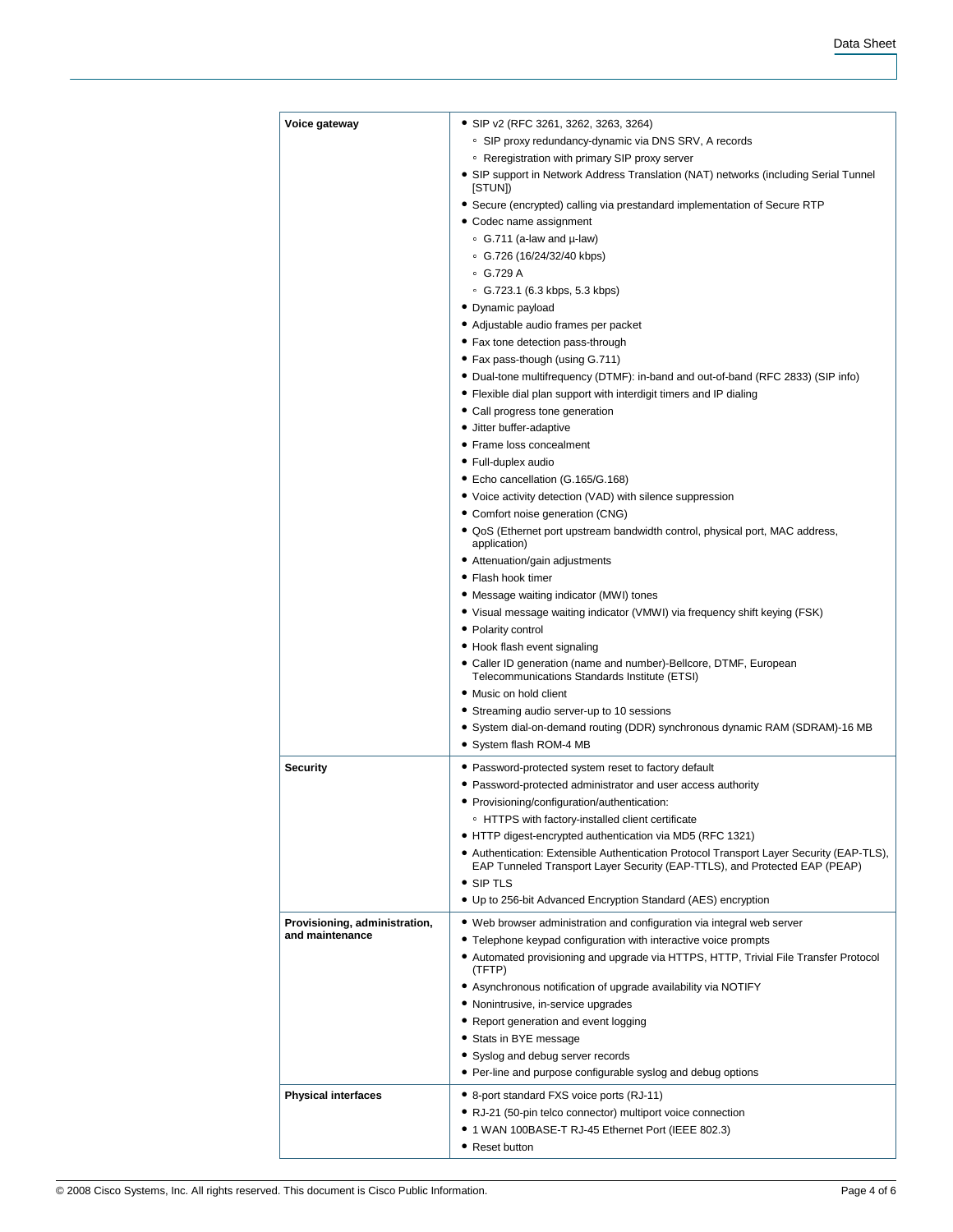| | |
|---|---|
| **Voice gateway** | • SIP v2 (RFC 3261, 3262, 3263, 3264)<br>  ◦ SIP proxy redundancy-dynamic via DNS SRV, A records<br>  ◦ Reregistration with primary SIP proxy server<br>• SIP support in Network Address Translation (NAT) networks (including Serial Tunnel [STUN])<br>• Secure (encrypted) calling via prestandard implementation of Secure RTP<br>• Codec name assignment<br>  ◦ G.711 (a-law and µ-law)<br>  ◦ G.726 (16/24/32/40 kbps)<br>  ◦ G.729 A<br>  ◦ G.723.1 (6.3 kbps, 5.3 kbps)<br>• Dynamic payload<br>• Adjustable audio frames per packet<br>• Fax tone detection pass-through<br>• Fax pass-though (using G.711)<br>• Dual-tone multifrequency (DTMF): in-band and out-of-band (RFC 2833) (SIP info)<br>• Flexible dial plan support with interdigit timers and IP dialing<br>• Call progress tone generation<br>• Jitter buffer-adaptive<br>• Frame loss concealment<br>• Full-duplex audio<br>• Echo cancellation (G.165/G.168)<br>• Voice activity detection (VAD) with silence suppression<br>• Comfort noise generation (CNG)<br>• QoS (Ethernet port upstream bandwidth control, physical port, MAC address, application)<br>• Attenuation/gain adjustments<br>• Flash hook timer<br>• Message waiting indicator (MWI) tones<br>• Visual message waiting indicator (VMWI) via frequency shift keying (FSK)<br>• Polarity control<br>• Hook flash event signaling<br>• Caller ID generation (name and number)-Bellcore, DTMF, European Telecommunications Standards Institute (ETSI)<br>• Music on hold client<br>• Streaming audio server-up to 10 sessions<br>• System dial-on-demand routing (DDR) synchronous dynamic RAM (SDRAM)-16 MB<br>• System flash ROM-4 MB |
| **Security** | • Password-protected system reset to factory default<br>• Password-protected administrator and user access authority<br>• Provisioning/configuration/authentication:<br>  ◦ HTTPS with factory-installed client certificate<br>• HTTP digest-encrypted authentication via MD5 (RFC 1321)<br>• Authentication: Extensible Authentication Protocol Transport Layer Security (EAP-TLS), EAP Tunneled Transport Layer Security (EAP-TTLS), and Protected EAP (PEAP)<br>• SIP TLS<br>• Up to 256-bit Advanced Encryption Standard (AES) encryption |
| **Provisioning, administration, and maintenance** | • Web browser administration and configuration via integral web server<br>• Telephone keypad configuration with interactive voice prompts<br>• Automated provisioning and upgrade via HTTPS, HTTP, Trivial File Transfer Protocol (TFTP)<br>• Asynchronous notification of upgrade availability via NOTIFY<br>• Nonintrusive, in-service upgrades<br>• Report generation and event logging<br>• Stats in BYE message<br>• Syslog and debug server records<br>• Per-line and purpose configurable syslog and debug options |
| **Physical interfaces** | • 8-port standard FXS voice ports (RJ-11)<br>• RJ-21 (50-pin telco connector) multiport voice connection<br>• 1 WAN 100BASE-T RJ-45 Ethernet Port (IEEE 802.3)<br>• Reset button |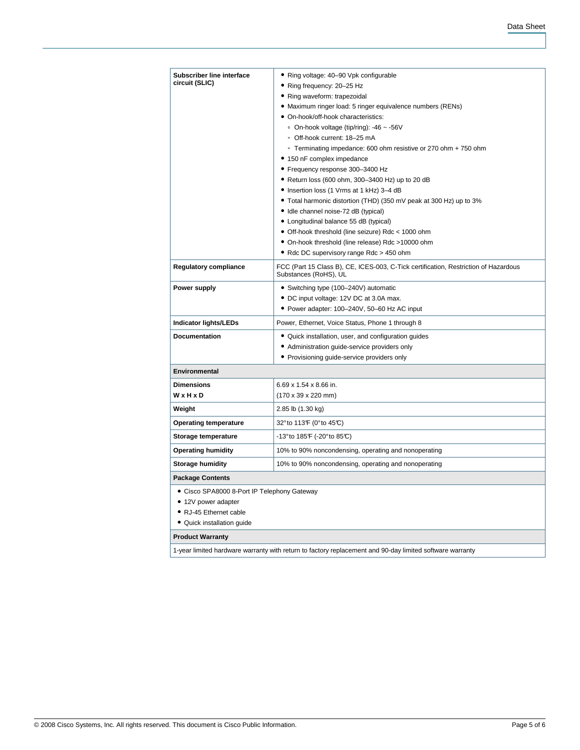| | |
|---|---|
| **Subscriber line interface circuit (SLIC)** | • Ring voltage: 40–90 Vpk configurable<br>• Ring frequency: 20–25 Hz<br>• Ring waveform: trapezoidal<br>• Maximum ringer load: 5 ringer equivalence numbers (RENs)<br>• On-hook/off-hook characteristics:<br>&nbsp;&nbsp;◦ On-hook voltage (tip/ring): -46 ~ -56V<br>&nbsp;&nbsp;◦ Off-hook current: 18–25 mA<br>&nbsp;&nbsp;◦ Terminating impedance: 600 ohm resistive or 270 ohm + 750 ohm<br>• 150 nF complex impedance<br>• Frequency response 300–3400 Hz<br>• Return loss (600 ohm, 300–3400 Hz) up to 20 dB<br>• Insertion loss (1 Vrms at 1 kHz) 3–4 dB<br>• Total harmonic distortion (THD) (350 mV peak at 300 Hz) up to 3%<br>• Idle channel noise-72 dB (typical)<br>• Longitudinal balance 55 dB (typical)<br>• Off-hook threshold (line seizure) Rdc < 1000 ohm<br>• On-hook threshold (line release) Rdc >10000 ohm<br>• Rdc DC supervisory range Rdc > 450 ohm |
| **Regulatory compliance** | FCC (Part 15 Class B), CE, ICES-003, C-Tick certification, Restriction of Hazardous Substances (RoHS), UL |
| **Power supply** | • Switching type (100–240V) automatic<br>• DC input voltage: 12V DC at 3.0A max.<br>• Power adapter: 100–240V, 50–60 Hz AC input |
| **Indicator lights/LEDs** | Power, Ethernet, Voice Status, Phone 1 through 8 |
| **Documentation** | • Quick installation, user, and configuration guides<br>• Administration guide-service providers only<br>• Provisioning guide-service providers only |
| **Environmental** | |
| **Dimensions**<br>**W x H x D** | 6.69 x 1.54 x 8.66 in.<br>(170 x 39 x 220 mm) |
| **Weight** | 2.85 lb (1.30 kg) |
| **Operating temperature** | 32°to 113°F (0°to 45°C) |
| **Storage temperature** | -13°to 185°F (-20°to 85°C) |
| **Operating humidity** | 10% to 90% noncondensing, operating and nonoperating |
| **Storage humidity** | 10% to 90% noncondensing, operating and nonoperating |
| **Package Contents** | |
| • Cisco SPA8000 8-Port IP Telephony Gateway<br>• 12V power adapter<br>• RJ-45 Ethernet cable<br>• Quick installation guide | |
| **Product Warranty** | |
| 1-year limited hardware warranty with return to factory replacement and 90-day limited software warranty | |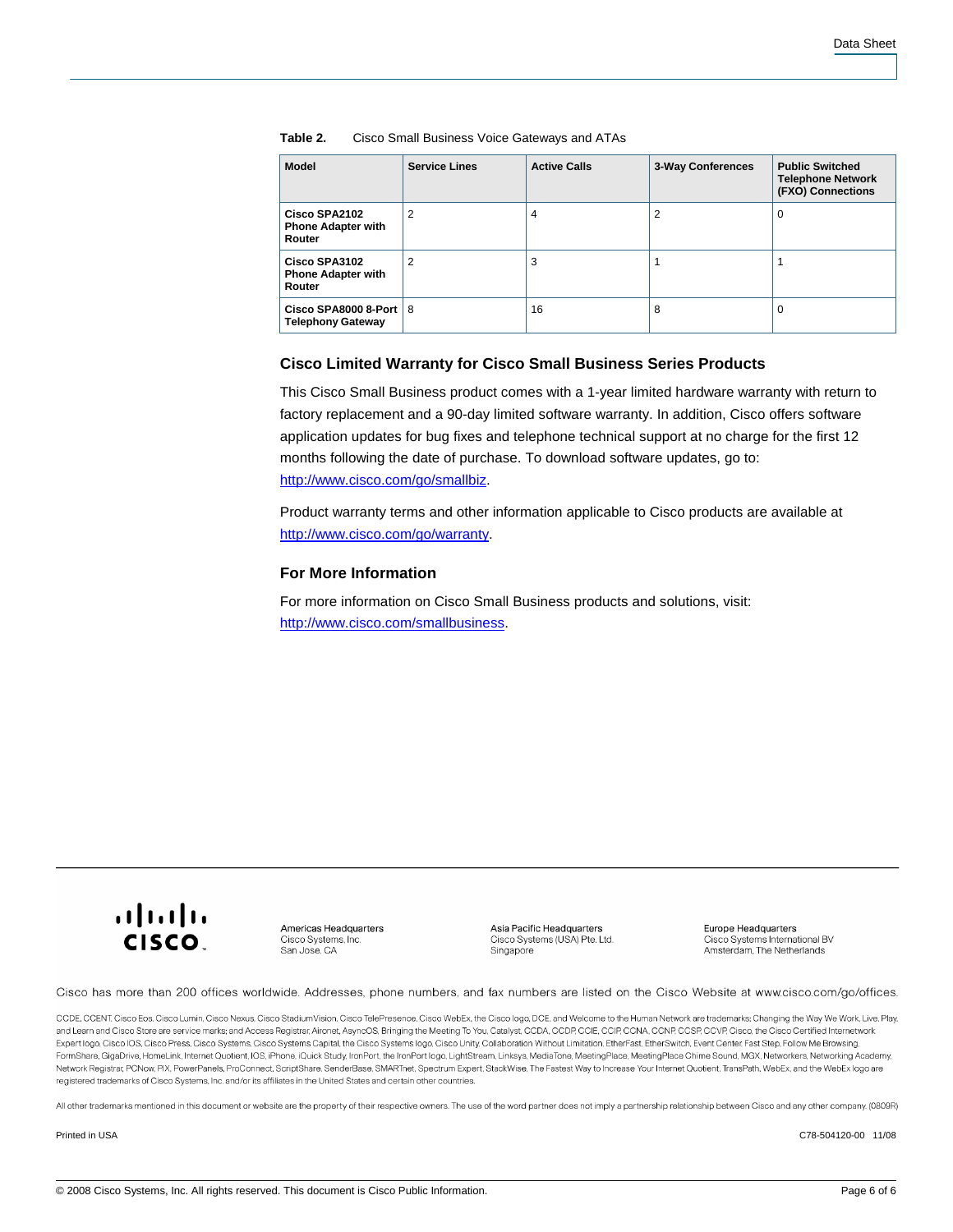**Table 2.** Cisco Small Business Voice Gateways and ATAs

| Model | Service Lines | Active Calls | 3-Way Conferences | Public Switched Telephone Network (FXO) Connections |
|---|---|---|---|---|
| **Cisco SPA2102 Phone Adapter with Router** | 2 | 4 | 2 | 0 |
| **Cisco SPA3102 Phone Adapter with Router** | 2 | 3 | 1 | 1 |
| **Cisco SPA8000 8-Port Telephony Gateway** | 8 | 16 | 8 | 0 |

### Cisco Limited Warranty for Cisco Small Business Series Products

This Cisco Small Business product comes with a 1-year limited hardware warranty with return to factory replacement and a 90-day limited software warranty. In addition, Cisco offers software application updates for bug fixes and telephone technical support at no charge for the first 12 months following the date of purchase. To download software updates, go to: http://www.cisco.com/go/smallbiz.

Product warranty terms and other information applicable to Cisco products are available at http://www.cisco.com/go/warranty.

### For More Information

For more information on Cisco Small Business products and solutions, visit: http://www.cisco.com/smallbusiness.

Americas Headquarters
Cisco Systems, Inc.
San Jose, CA

Asia Pacific Headquarters
Cisco Systems (USA) Pte. Ltd.
Singapore

Europe Headquarters
Cisco Systems International BV
Amsterdam, The Netherlands

Cisco has more than 200 offices worldwide. Addresses, phone numbers, and fax numbers are listed on the Cisco Website at www.cisco.com/go/offices.

CCDE, CCENT, Cisco Eos, Cisco Lumin, Cisco Nexus, Cisco StadiumVision, Cisco TelePresence, Cisco WebEx, the Cisco logo, DCE, and Welcome to the Human Network are trademarks; Changing the Way We Work, Live, Play, and Learn and Cisco Store are service marks; and Access Registrar, Aironet, AsyncOS, Bringing the Meeting To You, Catalyst, CCDA, CCDP, CCIE, CCIP, CCNA, CCNP, CCSP, CCVP, Cisco, the Cisco Certified Internetwork Expert logo, Cisco IOS, Cisco Press, Cisco Systems, Cisco Systems Capital, the Cisco Systems logo, Cisco Unity, Collaboration Without Limitation, EtherFast, EtherSwitch, Event Center, Fast Step, Follow Me Browsing, FormShare, GigaDrive, HomeLink, Internet Quotient, IOS, iPhone, iQuick Study, IronPort, the IronPort logo, LightStream, Linksys, MediaTone, MeetingPlace, MeetingPlace Chime Sound, MGX, Networkers, Networking Academy, Network Registrar, PCNow, PIX, PowerPanels, ProConnect, ScriptShare, SenderBase, SMARTnet, Spectrum Expert, StackWise, The Fastest Way to Increase Your Internet Quotient, TransPath, WebEx, and the WebEx logo are registered trademarks of Cisco Systems, Inc. and/or its affiliates in the United States and certain other countries.

All other trademarks mentioned in this document or website are the property of their respective owners. The use of the word partner does not imply a partnership relationship between Cisco and any other company. (0809R)

Printed in USA C78-504120-00 11/08

© 2008 Cisco Systems, Inc. All rights reserved. This document is Cisco Public Information.